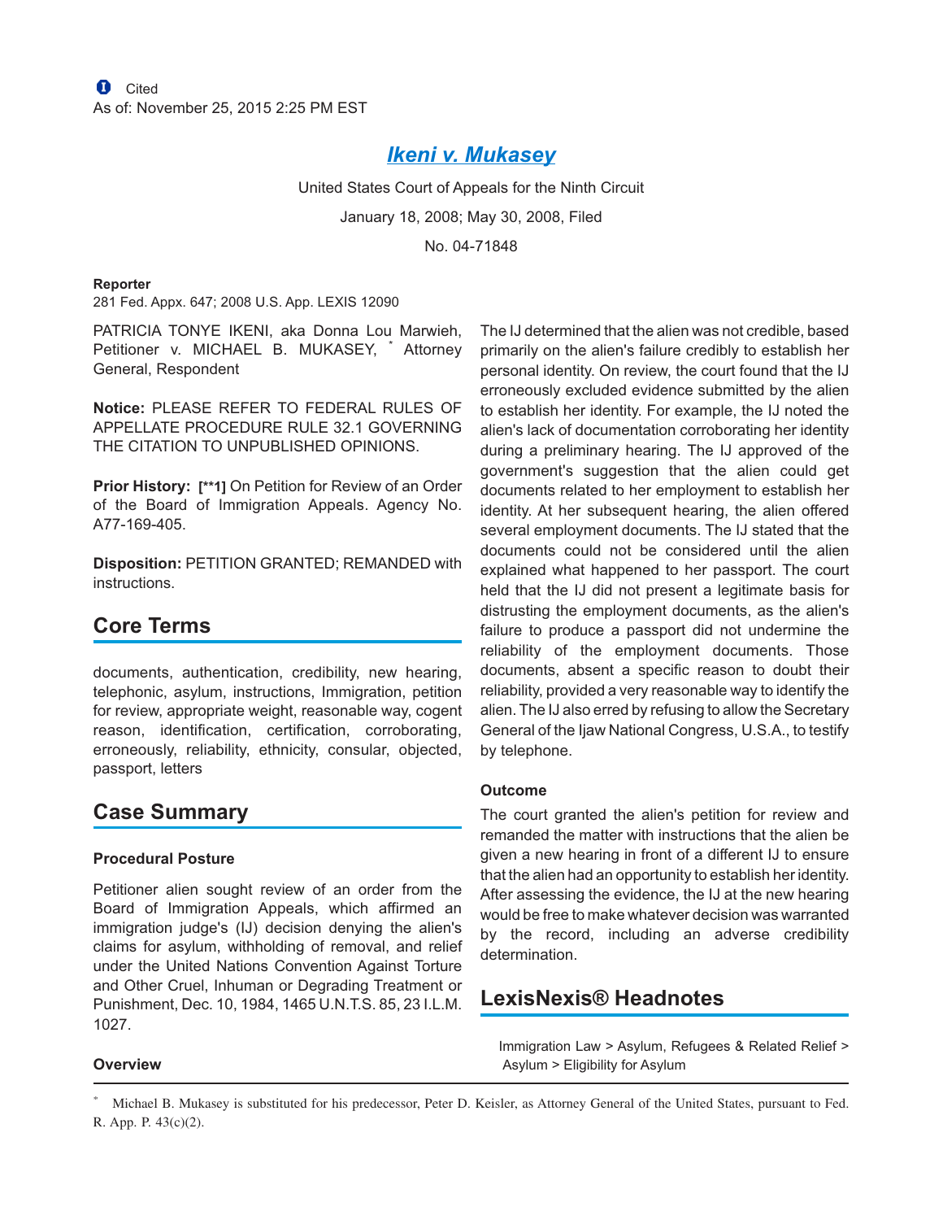Cited
As of: November 25, 2015 2:25 PM EST

# Ikeni v. Mukasey

United States Court of Appeals for the Ninth Circuit

January 18, 2008; May 30, 2008, Filed

No. 04-71848

**Reporter**

281 Fed. Appx. 647; 2008 U.S. App. LEXIS 12090

PATRICIA TONYE IKENI, aka Donna Lou Marwieh, Petitioner v. MICHAEL B. MUKASEY, * Attorney General, Respondent

**Notice:** PLEASE REFER TO FEDERAL RULES OF APPELLATE PROCEDURE RULE 32.1 GOVERNING THE CITATION TO UNPUBLISHED OPINIONS.

**Prior History:** **[\*\*1]** On Petition for Review of an Order of the Board of Immigration Appeals. Agency No. A77-169-405.

**Disposition:** PETITION GRANTED; REMANDED with instructions.

## Core Terms

documents, authentication, credibility, new hearing, telephonic, asylum, instructions, Immigration, petition for review, appropriate weight, reasonable way, cogent reason, identification, certification, corroborating, erroneously, reliability, ethnicity, consular, objected, passport, letters

## Case Summary

### Procedural Posture

Petitioner alien sought review of an order from the Board of Immigration Appeals, which affirmed an immigration judge's (IJ) decision denying the alien's claims for asylum, withholding of removal, and relief under the United Nations Convention Against Torture and Other Cruel, Inhuman or Degrading Treatment or Punishment, Dec. 10, 1984, 1465 U.N.T.S. 85, 23 I.L.M. 1027.

### Overview

The IJ determined that the alien was not credible, based primarily on the alien's failure credibly to establish her personal identity. On review, the court found that the IJ erroneously excluded evidence submitted by the alien to establish her identity. For example, the IJ noted the alien's lack of documentation corroborating her identity during a preliminary hearing. The IJ approved of the government's suggestion that the alien could get documents related to her employment to establish her identity. At her subsequent hearing, the alien offered several employment documents. The IJ stated that the documents could not be considered until the alien explained what happened to her passport. The court held that the IJ did not present a legitimate basis for distrusting the employment documents, as the alien's failure to produce a passport did not undermine the reliability of the employment documents. Those documents, absent a specific reason to doubt their reliability, provided a very reasonable way to identify the alien. The IJ also erred by refusing to allow the Secretary General of the Ijaw National Congress, U.S.A., to testify by telephone.

### Outcome

The court granted the alien's petition for review and remanded the matter with instructions that the alien be given a new hearing in front of a different IJ to ensure that the alien had an opportunity to establish her identity. After assessing the evidence, the IJ at the new hearing would be free to make whatever decision was warranted by the record, including an adverse credibility determination.

## LexisNexis® Headnotes

Immigration Law > Asylum, Refugees & Related Relief > Asylum > Eligibility for Asylum

* Michael B. Mukasey is substituted for his predecessor, Peter D. Keisler, as Attorney General of the United States, pursuant to Fed. R. App. P. 43(c)(2).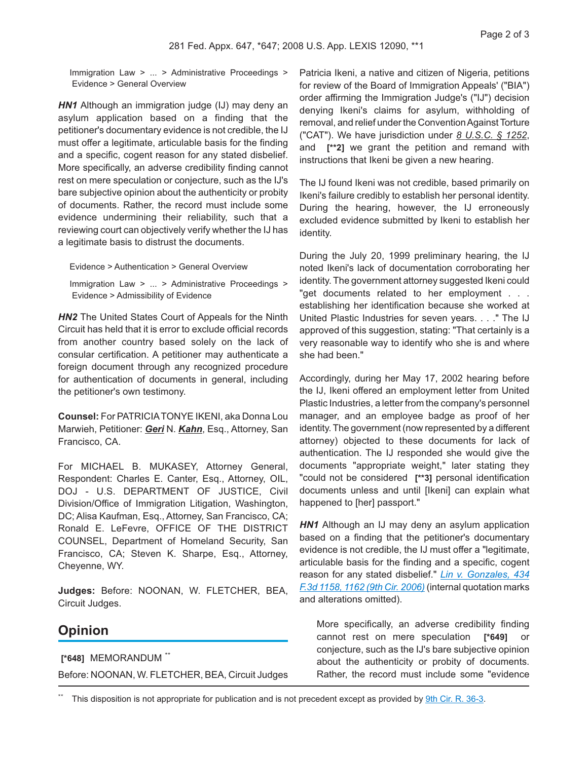Immigration Law > ... > Administrative Proceedings > Evidence > General Overview

***HN1*** Although an immigration judge (IJ) may deny an asylum application based on a finding that the petitioner's documentary evidence is not credible, the IJ must offer a legitimate, articulable basis for the finding and a specific, cogent reason for any stated disbelief. More specifically, an adverse credibility finding cannot rest on mere speculation or conjecture, such as the IJ's bare subjective opinion about the authenticity or probity of documents. Rather, the record must include some evidence undermining their reliability, such that a reviewing court can objectively verify whether the IJ has a legitimate basis to distrust the documents.

Evidence > Authentication > General Overview

Immigration Law > ... > Administrative Proceedings > Evidence > Admissibility of Evidence

***HN2*** The United States Court of Appeals for the Ninth Circuit has held that it is error to exclude official records from another country based solely on the lack of consular certification. A petitioner may authenticate a foreign document through any recognized procedure for authentication of documents in general, including the petitioner's own testimony.

**Counsel:** For PATRICIA TONYE IKENI, aka Donna Lou Marwieh, Petitioner: ***Geri*** N. ***Kahn***, Esq., Attorney, San Francisco, CA.

For MICHAEL B. MUKASEY, Attorney General, Respondent: Charles E. Canter, Esq., Attorney, OIL, DOJ - U.S. DEPARTMENT OF JUSTICE, Civil Division/Office of Immigration Litigation, Washington, DC; Alisa Kaufman, Esq., Attorney, San Francisco, CA; Ronald E. LeFevre, OFFICE OF THE DISTRICT COUNSEL, Department of Homeland Security, San Francisco, CA; Steven K. Sharpe, Esq., Attorney, Cheyenne, WY.

**Judges:** Before: NOONAN, W. FLETCHER, BEA, Circuit Judges.

## Opinion

**[*648]** MEMORANDUM [**]

Before: NOONAN, W. FLETCHER, BEA, Circuit Judges

Patricia Ikeni, a native and citizen of Nigeria, petitions for review of the Board of Immigration Appeals' ("BIA") order affirming the Immigration Judge's ("IJ") decision denying Ikeni's claims for asylum, withholding of removal, and relief under the Convention Against Torture ("CAT"). We have jurisdiction under *8 U.S.C. § 1252*, and **[**2]** we grant the petition and remand with instructions that Ikeni be given a new hearing.

The IJ found Ikeni was not credible, based primarily on Ikeni's failure credibly to establish her personal identity. During the hearing, however, the IJ erroneously excluded evidence submitted by Ikeni to establish her identity.

During the July 20, 1999 preliminary hearing, the IJ noted Ikeni's lack of documentation corroborating her identity. The government attorney suggested Ikeni could "get documents related to her employment . . . establishing her identification because she worked at United Plastic Industries for seven years. . . ." The IJ approved of this suggestion, stating: "That certainly is a very reasonable way to identify who she is and where she had been."

Accordingly, during her May 17, 2002 hearing before the IJ, Ikeni offered an employment letter from United Plastic Industries, a letter from the company's personnel manager, and an employee badge as proof of her identity. The government (now represented by a different attorney) objected to these documents for lack of authentication. The IJ responded she would give the documents "appropriate weight," later stating they "could not be considered **[**3]** personal identification documents unless and until [Ikeni] can explain what happened to [her] passport."

***HN1*** Although an IJ may deny an asylum application based on a finding that the petitioner's documentary evidence is not credible, the IJ must offer a "legitimate, articulable basis for the finding and a specific, cogent reason for any stated disbelief." *Lin v. Gonzales, 434 F.3d 1158, 1162 (9th Cir. 2006)* (internal quotation marks and alterations omitted).

> More specifically, an adverse credibility finding cannot rest on mere speculation **[*649]** or conjecture, such as the IJ's bare subjective opinion about the authenticity or probity of documents. Rather, the record must include some "evidence

[**] This disposition is not appropriate for publication and is not precedent except as provided by 9th Cir. R. 36-3.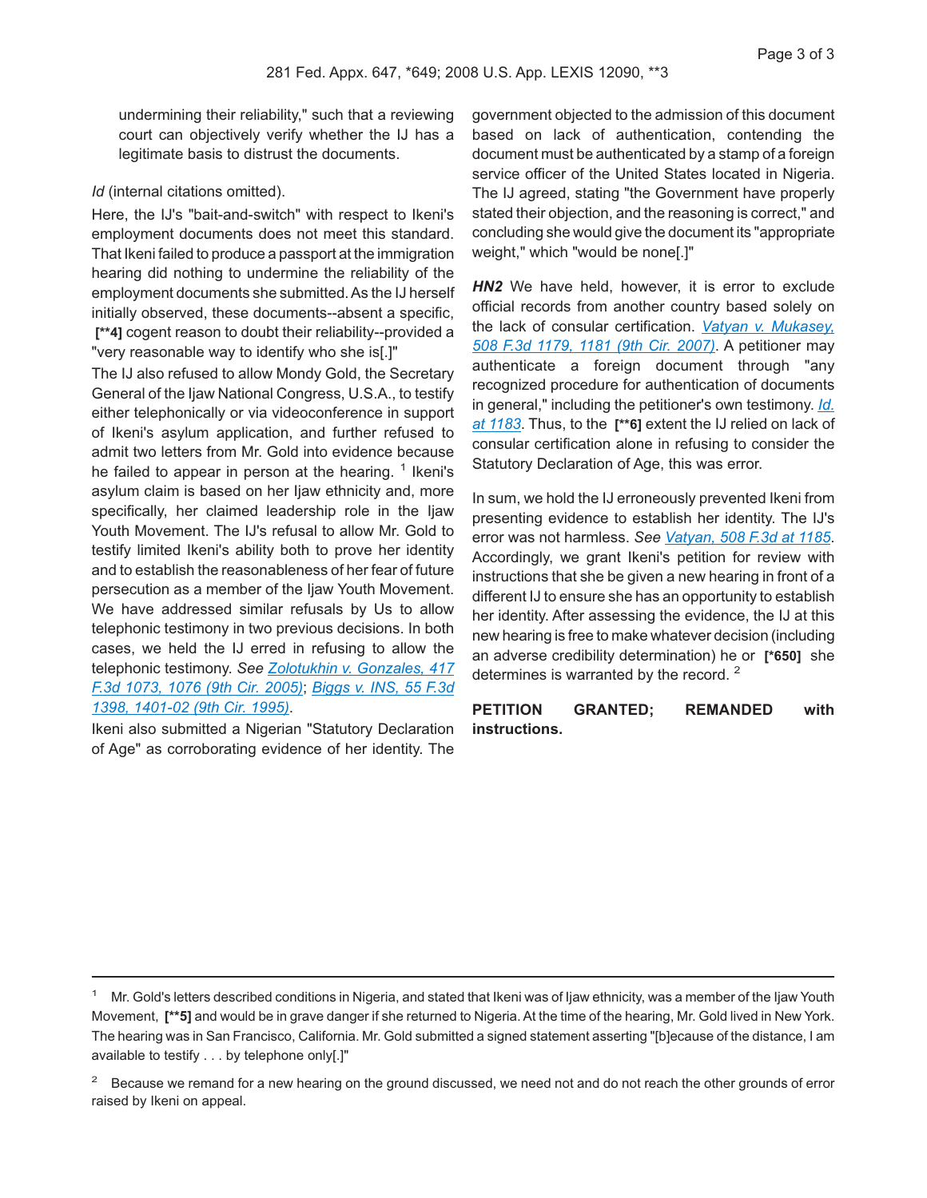undermining their reliability," such that a reviewing court can objectively verify whether the IJ has a legitimate basis to distrust the documents.

*Id* (internal citations omitted).

Here, the IJ's "bait-and-switch" with respect to Ikeni's employment documents does not meet this standard. That Ikeni failed to produce a passport at the immigration hearing did nothing to undermine the reliability of the employment documents she submitted. As the IJ herself initially observed, these documents--absent a specific, **[\*\*4]** cogent reason to doubt their reliability--provided a "very reasonable way to identify who she is[.]"

The IJ also refused to allow Mondy Gold, the Secretary General of the Ijaw National Congress, U.S.A., to testify either telephonically or via videoconference in support of Ikeni's asylum application, and further refused to admit two letters from Mr. Gold into evidence because he failed to appear in person at the hearing. [1] Ikeni's asylum claim is based on her Ijaw ethnicity and, more specifically, her claimed leadership role in the Ijaw Youth Movement. The IJ's refusal to allow Mr. Gold to testify limited Ikeni's ability both to prove her identity and to establish the reasonableness of her fear of future persecution as a member of the Ijaw Youth Movement. We have addressed similar refusals by Us to allow telephonic testimony in two previous decisions. In both cases, we held the IJ erred in refusing to allow the telephonic testimony. *See* Zolotukhin v. Gonzales, 417 F.3d 1073, 1076 (9th Cir. 2005); Biggs v. INS, 55 F.3d 1398, 1401-02 (9th Cir. 1995).

Ikeni also submitted a Nigerian "Statutory Declaration of Age" as corroborating evidence of her identity. The government objected to the admission of this document based on lack of authentication, contending the document must be authenticated by a stamp of a foreign service officer of the United States located in Nigeria. The IJ agreed, stating "the Government have properly stated their objection, and the reasoning is correct," and concluding she would give the document its "appropriate weight," which "would be none[.]"

***HN2*** We have held, however, it is error to exclude official records from another country based solely on the lack of consular certification. Vatyan v. Mukasey, 508 F.3d 1179, 1181 (9th Cir. 2007). A petitioner may authenticate a foreign document through "any recognized procedure for authentication of documents in general," including the petitioner's own testimony. Id. at 1183. Thus, to the **[\*\*6]** extent the IJ relied on lack of consular certification alone in refusing to consider the Statutory Declaration of Age, this was error.

In sum, we hold the IJ erroneously prevented Ikeni from presenting evidence to establish her identity. The IJ's error was not harmless. *See* Vatyan, 508 F.3d at 1185. Accordingly, we grant Ikeni's petition for review with instructions that she be given a new hearing in front of a different IJ to ensure she has an opportunity to establish her identity. After assessing the evidence, the IJ at this new hearing is free to make whatever decision (including an adverse credibility determination) he or **[\*650]** she determines is warranted by the record. [2]

**PETITION GRANTED; REMANDED with instructions.**

---

[1] Mr. Gold's letters described conditions in Nigeria, and stated that Ikeni was of Ijaw ethnicity, was a member of the Ijaw Youth Movement, **[\*\*5]** and would be in grave danger if she returned to Nigeria. At the time of the hearing, Mr. Gold lived in New York. The hearing was in San Francisco, California. Mr. Gold submitted a signed statement asserting "[b]ecause of the distance, I am available to testify . . . by telephone only[.]"

[2] Because we remand for a new hearing on the ground discussed, we need not and do not reach the other grounds of error raised by Ikeni on appeal.